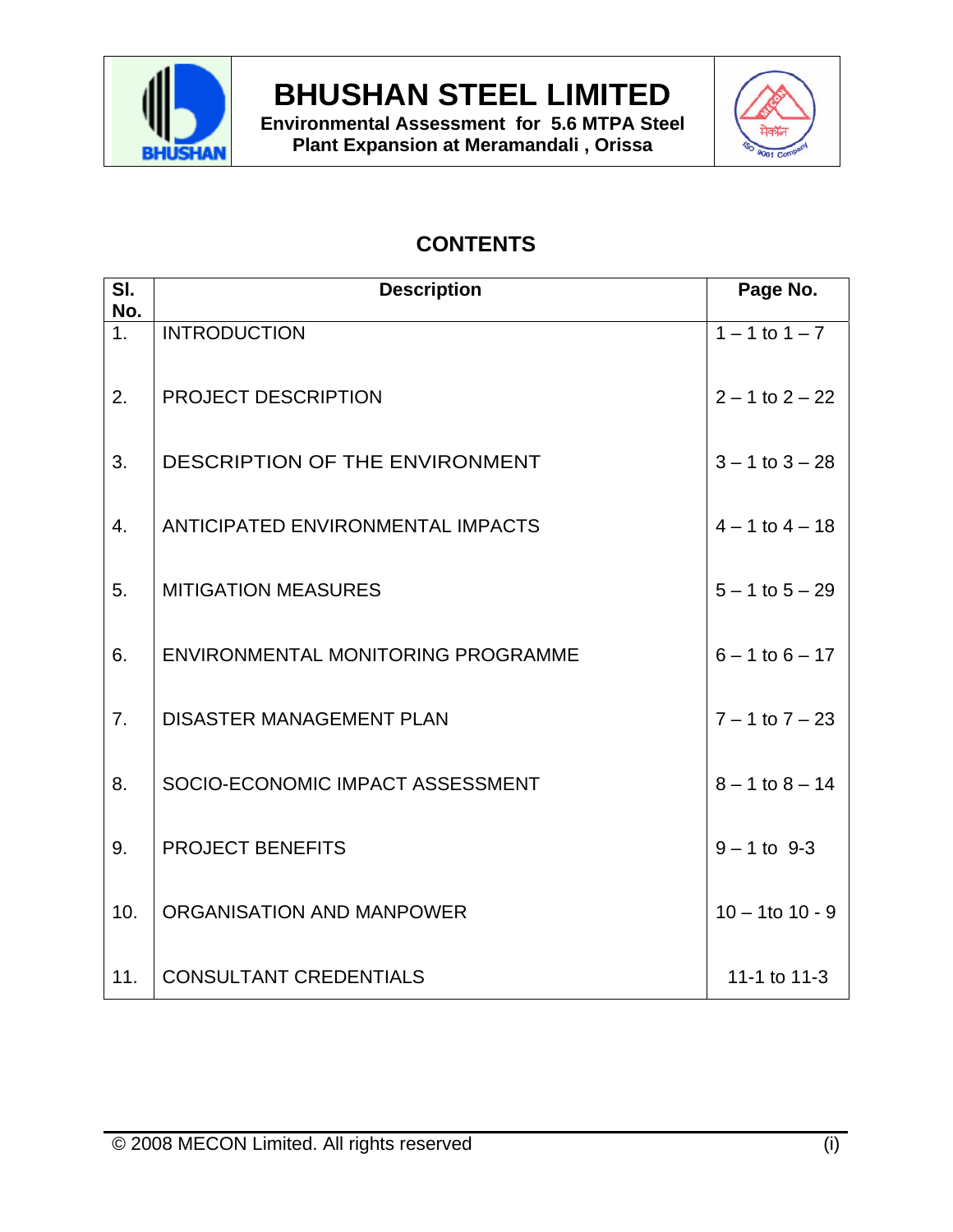# BHUSHAN STEEL LIMITED

**Environmental Assessment for 5.6 MTPA Steel Plant Expansion at Meramandali , Orissa**

## CONTENTS

| Sl. No. | Description | Page No. |
|---|---|---|
| 1. | INTRODUCTION | 1 – 1 to 1 – 7 |
| 2. | PROJECT DESCRIPTION | 2 – 1 to 2 – 22 |
| 3. | DESCRIPTION OF THE ENVIRONMENT | 3 – 1 to 3 – 28 |
| 4. | ANTICIPATED ENVIRONMENTAL IMPACTS | 4 – 1 to 4 – 18 |
| 5. | MITIGATION MEASURES | 5 – 1 to 5 – 29 |
| 6. | ENVIRONMENTAL MONITORING PROGRAMME | 6 – 1 to 6 – 17 |
| 7. | DISASTER MANAGEMENT PLAN | 7 – 1 to 7 – 23 |
| 8. | SOCIO-ECONOMIC IMPACT ASSESSMENT | 8 – 1 to 8 – 14 |
| 9. | PROJECT BENEFITS | 9 – 1 to 9-3 |
| 10. | ORGANISATION AND MANPOWER | 10 – 1to 10 - 9 |
| 11. | CONSULTANT CREDENTIALS | 11-1 to 11-3 |

© 2008 MECON Limited. All rights reserved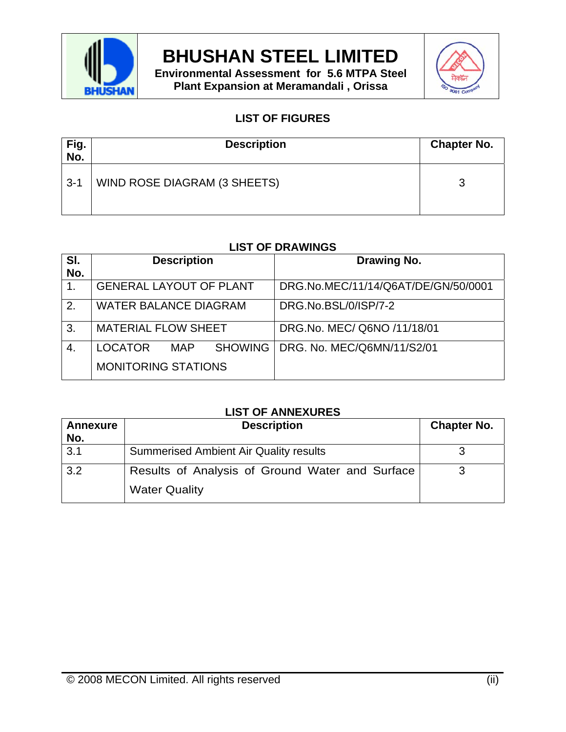## LIST OF FIGURES

| Fig. No. | Description | Chapter No. |
|---|---|---|
| 3-1 | WIND ROSE DIAGRAM (3 SHEETS) | 3 |

## LIST OF DRAWINGS

| Sl. No. | Description | Drawing No. |
|---|---|---|
| 1. | GENERAL LAYOUT OF PLANT | DRG.No.MEC/11/14/Q6AT/DE/GN/50/0001 |
| 2. | WATER BALANCE DIAGRAM | DRG.No.BSL/0/ISP/7-2 |
| 3. | MATERIAL FLOW SHEET | DRG.No. MEC/ Q6NO /11/18/01 |
| 4. | LOCATOR MAP SHOWING MONITORING STATIONS | DRG. No. MEC/Q6MN/11/S2/01 |

## LIST OF ANNEXURES

| Annexure No. | Description | Chapter No. |
|---|---|---|
| 3.1 | Summerised Ambient Air Quality results | 3 |
| 3.2 | Results of Analysis of Ground Water and Surface Water Quality | 3 |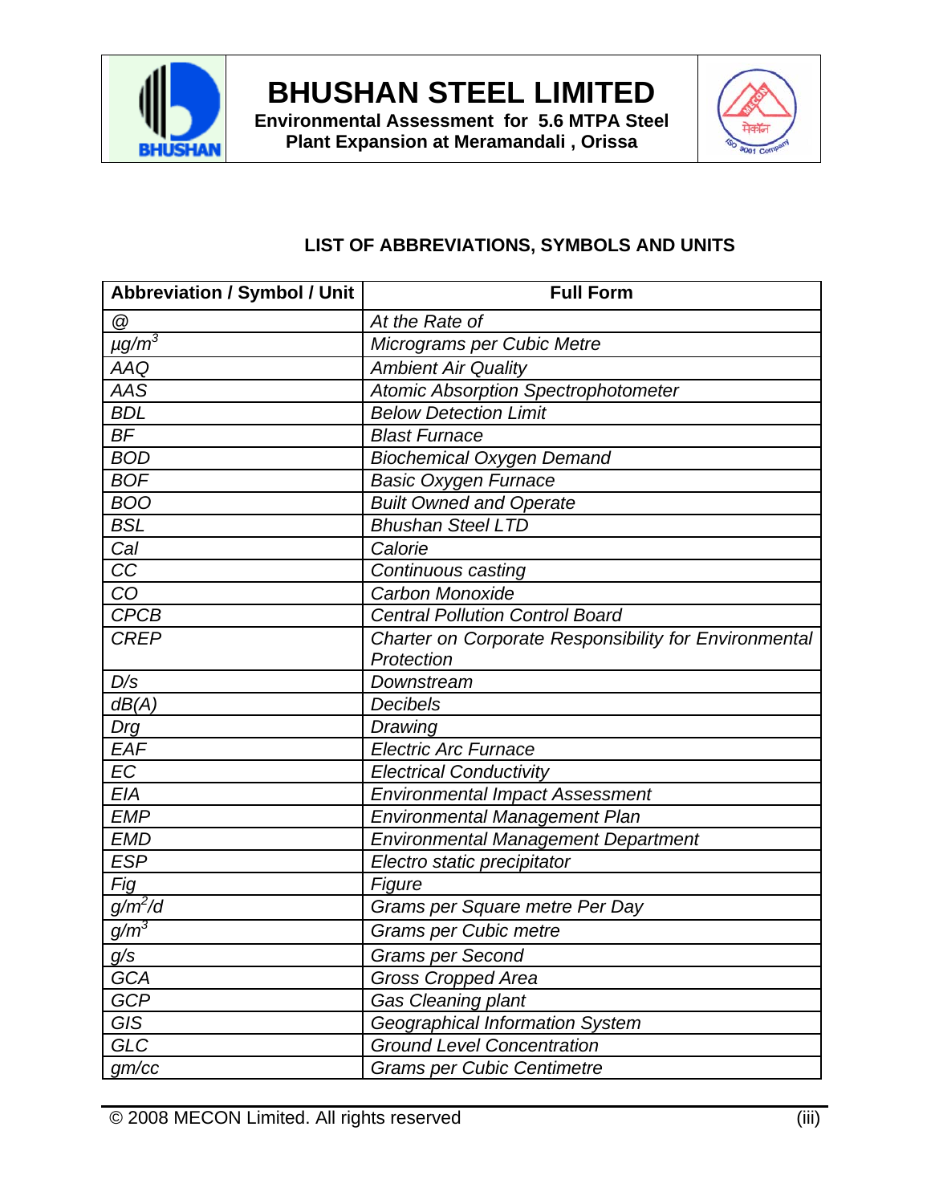## LIST OF ABBREVIATIONS, SYMBOLS AND UNITS

| Abbreviation / Symbol / Unit | Full Form |
|---|---|
| @ | At the Rate of |
| $\mu g/m^3$ | Micrograms per Cubic Metre |
| AAQ | Ambient Air Quality |
| AAS | Atomic Absorption Spectrophotometer |
| BDL | Below Detection Limit |
| BF | Blast Furnace |
| BOD | Biochemical Oxygen Demand |
| BOF | Basic Oxygen Furnace |
| BOO | Built Owned and Operate |
| BSL | Bhushan Steel LTD |
| Cal | Calorie |
| CC | Continuous casting |
| CO | Carbon Monoxide |
| CPCB | Central Pollution Control Board |
| CREP | Charter on Corporate Responsibility for Environmental Protection |
| D/s | Downstream |
| dB(A) | Decibels |
| Drg | Drawing |
| EAF | Electric Arc Furnace |
| EC | Electrical Conductivity |
| EIA | Environmental Impact Assessment |
| EMP | Environmental Management Plan |
| EMD | Environmental Management Department |
| ESP | Electro static precipitator |
| Fig | Figure |
| $g/m^2/d$ | Grams per Square metre Per Day |
| $g/m^3$ | Grams per Cubic metre |
| g/s | Grams per Second |
| GCA | Gross Cropped Area |
| GCP | Gas Cleaning plant |
| GIS | Geographical Information System |
| GLC | Ground Level Concentration |
| gm/cc | Grams per Cubic Centimetre |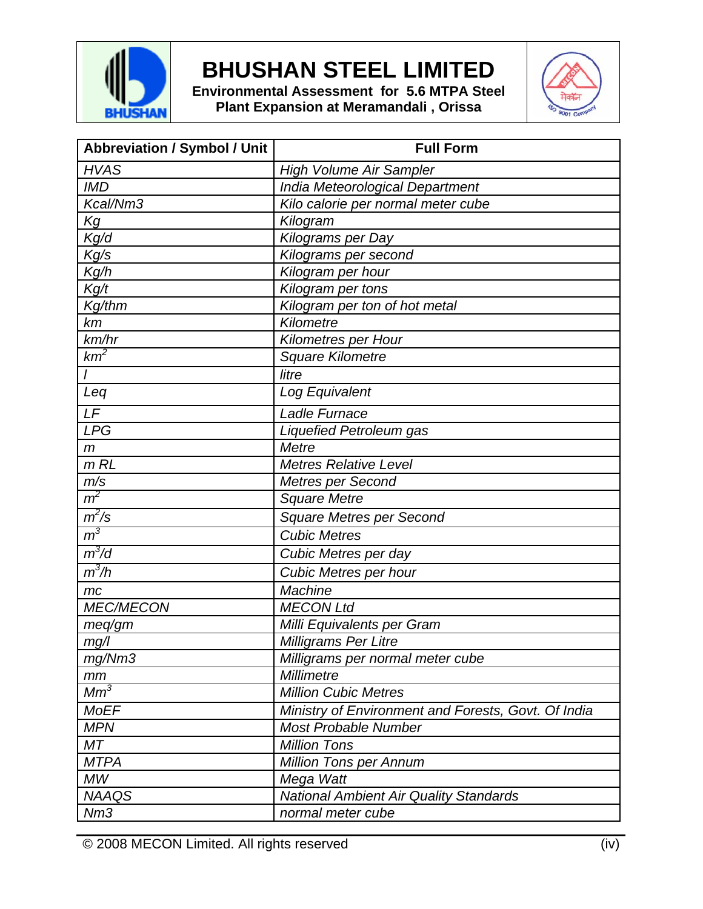| Abbreviation / Symbol / Unit | Full Form |
|---|---|
| *HVAS* | *High Volume Air Sampler* |
| *IMD* | *India Meteorological Department* |
| *Kcal/Nm3* | *Kilo calorie per normal meter cube* |
| *Kg* | *Kilogram* |
| *Kg/d* | *Kilograms per Day* |
| *Kg/s* | *Kilograms per second* |
| *Kg/h* | *Kilogram per hour* |
| *Kg/t* | *Kilogram per tons* |
| *Kg/thm* | *Kilogram per ton of hot metal* |
| *km* | *Kilometre* |
| *km/hr* | *Kilometres per Hour* |
| $km^2$ | *Square Kilometre* |
| *l* | *litre* |
| *Leq* | *Log Equivalent* |
| *LF* | *Ladle Furnace* |
| *LPG* | *Liquefied Petroleum gas* |
| *m* | *Metre* |
| *m RL* | *Metres Relative Level* |
| *m/s* | *Metres per Second* |
| $m^2$ | *Square Metre* |
| $m^2/s$ | *Square Metres per Second* |
| $m^3$ | *Cubic Metres* |
| $m^3/d$ | *Cubic Metres per day* |
| $m^3/h$ | *Cubic Metres per hour* |
| *mc* | *Machine* |
| *MEC/MECON* | *MECON Ltd* |
| *meq/gm* | *Milli Equivalents per Gram* |
| *mg/l* | *Milligrams Per Litre* |
| *mg/Nm3* | *Milligrams per normal meter cube* |
| *mm* | *Millimetre* |
| $Mm^3$ | *Million Cubic Metres* |
| *MoEF* | *Ministry of Environment and Forests, Govt. Of India* |
| *MPN* | *Most Probable Number* |
| *MT* | *Million Tons* |
| *MTPA* | *Million Tons per Annum* |
| *MW* | *Mega Watt* |
| *NAAQS* | *National Ambient Air Quality Standards* |
| *Nm3* | *normal meter cube* |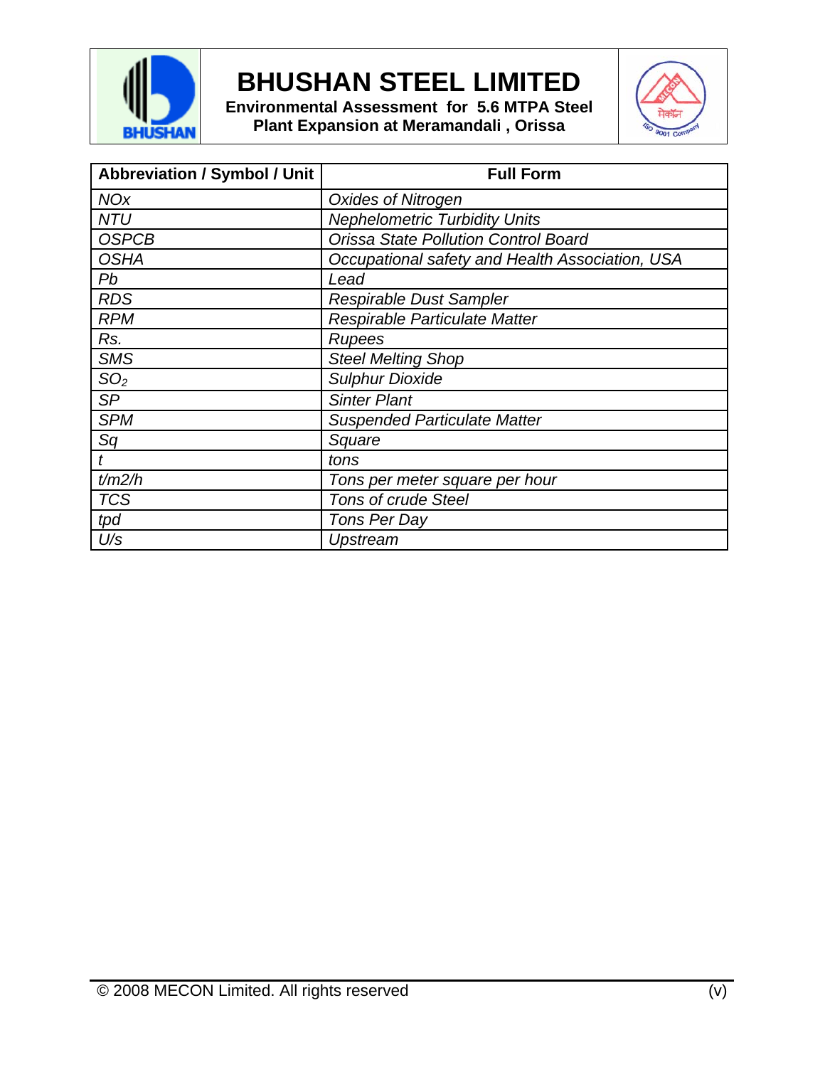| Abbreviation / Symbol / Unit | Full Form |
|---|---|
| *NOx* | *Oxides of Nitrogen* |
| *NTU* | *Nephelometric Turbidity Units* |
| *OSPCB* | *Orissa State Pollution Control Board* |
| *OSHA* | *Occupational safety and Health Association, USA* |
| *Pb* | *Lead* |
| *RDS* | *Respirable Dust Sampler* |
| *RPM* | *Respirable Particulate Matter* |
| *Rs.* | *Rupees* |
| *SMS* | *Steel Melting Shop* |
| $SO_2$ | *Sulphur Dioxide* |
| *SP* | *Sinter Plant* |
| *SPM* | *Suspended Particulate Matter* |
| *Sq* | *Square* |
| *t* | *tons* |
| *t/m2/h* | *Tons per meter square per hour* |
| *TCS* | *Tons of crude Steel* |
| *tpd* | *Tons Per Day* |
| *U/s* | *Upstream* |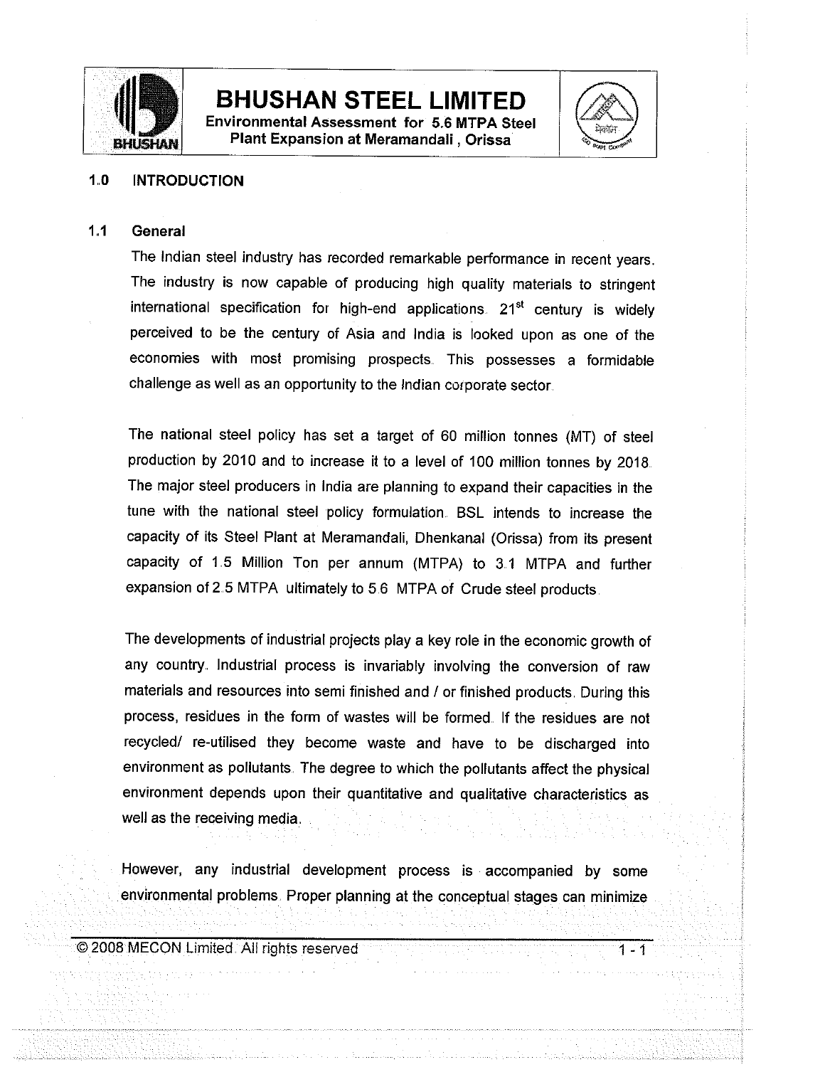## 1.0 INTRODUCTION

### 1.1 General

The Indian steel industry has recorded remarkable performance in recent years. The industry is now capable of producing high quality materials to stringent international specification for high-end applications. 21st century is widely perceived to be the century of Asia and India is looked upon as one of the economies with most promising prospects. This possesses a formidable challenge as well as an opportunity to the Indian corporate sector.

The national steel policy has set a target of 60 million tonnes (MT) of steel production by 2010 and to increase it to a level of 100 million tonnes by 2018. The major steel producers in India are planning to expand their capacities in the tune with the national steel policy formulation. BSL intends to increase the capacity of its Steel Plant at Meramandali, Dhenkanal (Orissa) from its present capacity of 1.5 Million Ton per annum (MTPA) to 3.1 MTPA and further expansion of 2.5 MTPA ultimately to 5.6 MTPA of Crude steel products.

The developments of industrial projects play a key role in the economic growth of any country. Industrial process is invariably involving the conversion of raw materials and resources into semi finished and / or finished products. During this process, residues in the form of wastes will be formed. If the residues are not recycled/ re-utilised they become waste and have to be discharged into environment as pollutants. The degree to which the pollutants affect the physical environment depends upon their quantitative and qualitative characteristics as well as the receiving media.

However, any industrial development process is accompanied by some environmental problems. Proper planning at the conceptual stages can minimize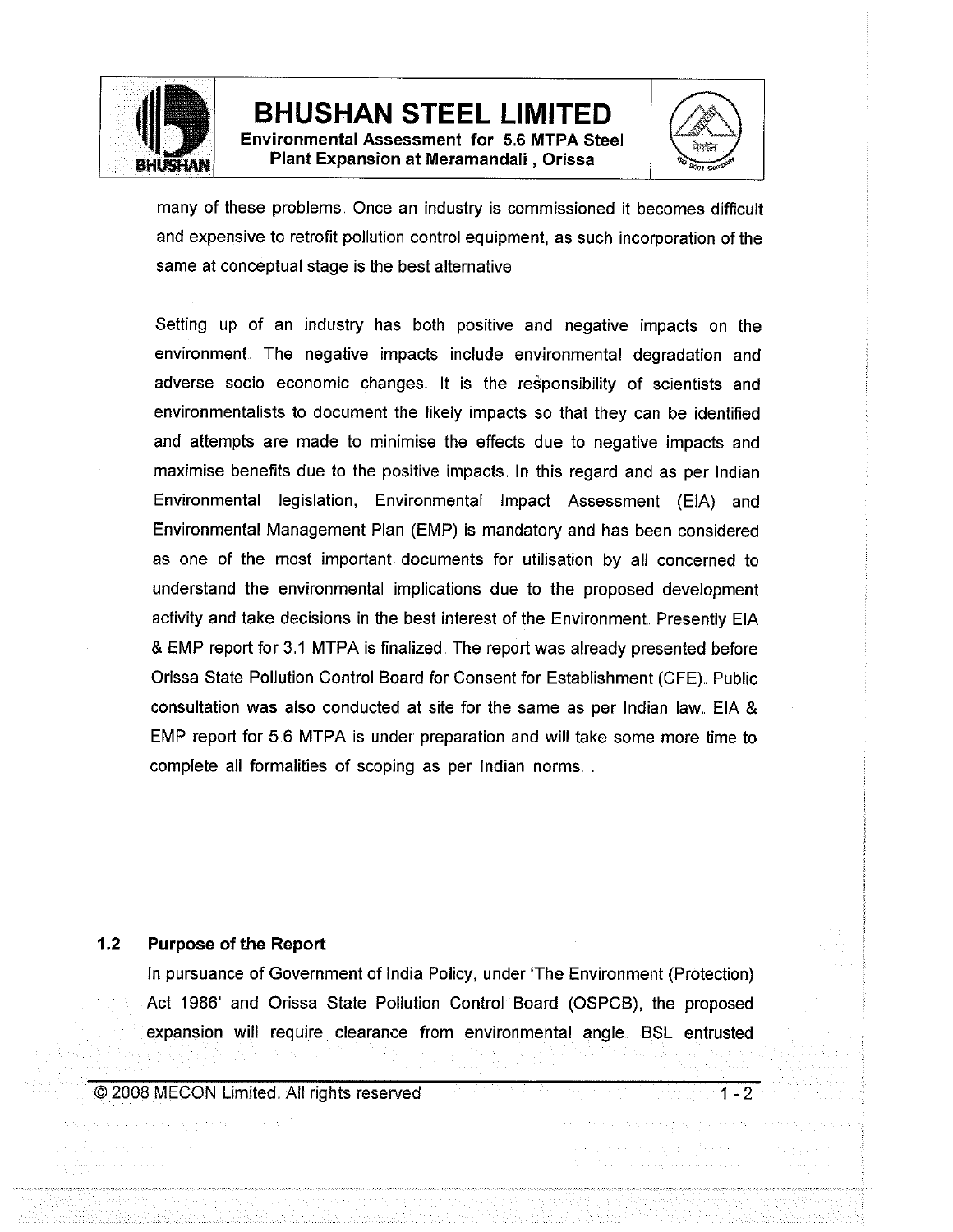many of these problems. Once an industry is commissioned it becomes difficult and expensive to retrofit pollution control equipment, as such incorporation of the same at conceptual stage is the best alternative

Setting up of an industry has both positive and negative impacts on the environment. The negative impacts include environmental degradation and adverse socio economic changes. It is the responsibility of scientists and environmentalists to document the likely impacts so that they can be identified and attempts are made to minimise the effects due to negative impacts and maximise benefits due to the positive impacts. In this regard and as per Indian Environmental legislation, Environmental Impact Assessment (EIA) and Environmental Management Plan (EMP) is mandatory and has been considered as one of the most important documents for utilisation by all concerned to understand the environmental implications due to the proposed development activity and take decisions in the best interest of the Environment. Presently EIA & EMP report for 3.1 MTPA is finalized. The report was already presented before Orissa State Pollution Control Board for Consent for Establishment (CFE). Public consultation was also conducted at site for the same as per Indian law. EIA & EMP report for 5.6 MTPA is under preparation and will take some more time to complete all formalities of scoping as per Indian norms. .

### 1.2 Purpose of the Report

In pursuance of Government of India Policy, under 'The Environment (Protection) Act 1986' and Orissa State Pollution Control Board (OSPCB), the proposed expansion will require clearance from environmental angle. BSL entrusted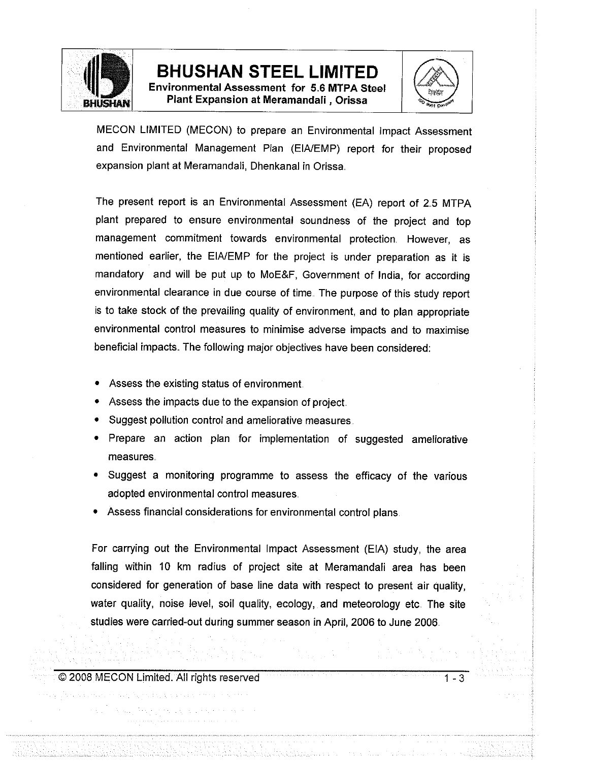MECON LIMITED (MECON) to prepare an Environmental Impact Assessment and Environmental Management Plan (EIA/EMP) report for their proposed expansion plant at Meramandali, Dhenkanal in Orissa.

The present report is an Environmental Assessment (EA) report of 2.5 MTPA plant prepared to ensure environmental soundness of the project and top management commitment towards environmental protection. However, as mentioned earlier, the EIA/EMP for the project is under preparation as it is mandatory and will be put up to MoE&F, Government of India, for according environmental clearance in due course of time. The purpose of this study report is to take stock of the prevailing quality of environment, and to plan appropriate environmental control measures to minimise adverse impacts and to maximise beneficial impacts. The following major objectives have been considered:

- Assess the existing status of environment.
- Assess the impacts due to the expansion of project.
- Suggest pollution control and ameliorative measures.
- Prepare an action plan for implementation of suggested ameliorative measures.
- Suggest a monitoring programme to assess the efficacy of the various adopted environmental control measures.
- Assess financial considerations for environmental control plans.

For carrying out the Environmental Impact Assessment (EIA) study, the area falling within 10 km radius of project site at Meramandali area has been considered for generation of base line data with respect to present air quality, water quality, noise level, soil quality, ecology, and meteorology etc. The site studies were carried-out during summer season in April, 2006 to June 2006.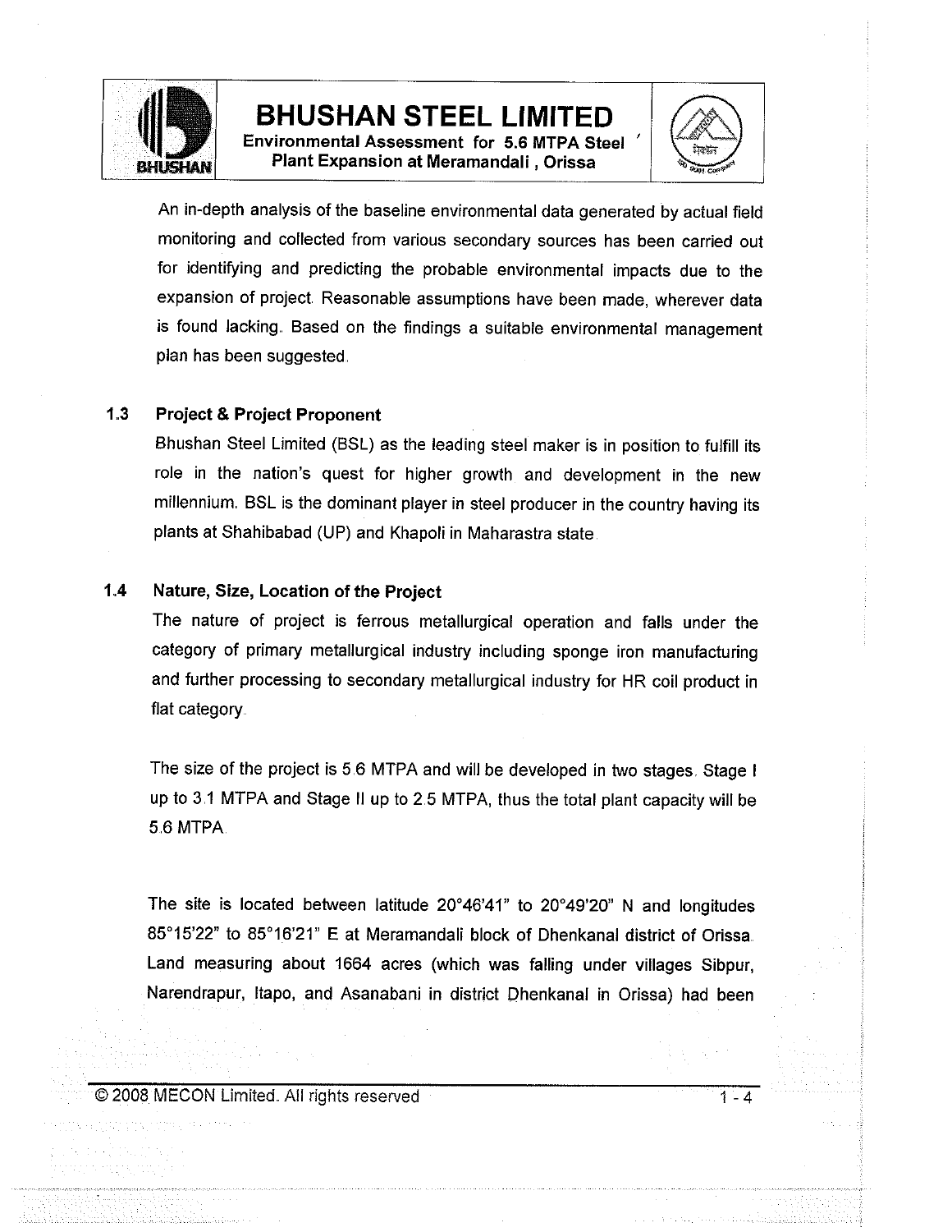An in-depth analysis of the baseline environmental data generated by actual field monitoring and collected from various secondary sources has been carried out for identifying and predicting the probable environmental impacts due to the expansion of project. Reasonable assumptions have been made, wherever data is found lacking. Based on the findings a suitable environmental management plan has been suggested.

### 1.3 Project & Project Proponent

Bhushan Steel Limited (BSL) as the leading steel maker is in position to fulfill its role in the nation's quest for higher growth and development in the new millennium. BSL is the dominant player in steel producer in the country having its plants at Shahibabad (UP) and Khapoli in Maharastra state.

### 1.4 Nature, Size, Location of the Project

The nature of project is ferrous metallurgical operation and falls under the category of primary metallurgical industry including sponge iron manufacturing and further processing to secondary metallurgical industry for HR coil product in flat category.

The size of the project is 5.6 MTPA and will be developed in two stages. Stage I up to 3.1 MTPA and Stage II up to 2.5 MTPA, thus the total plant capacity will be 5.6 MTPA.

The site is located between latitude 20°46'41" to 20°49'20" N and longitudes 85°15'22" to 85°16'21" E at Meramandali block of Dhenkanal district of Orissa. Land measuring about 1664 acres (which was falling under villages Sibpur, Narendrapur, Itapo, and Asanabani in district Dhenkanal in Orissa) had been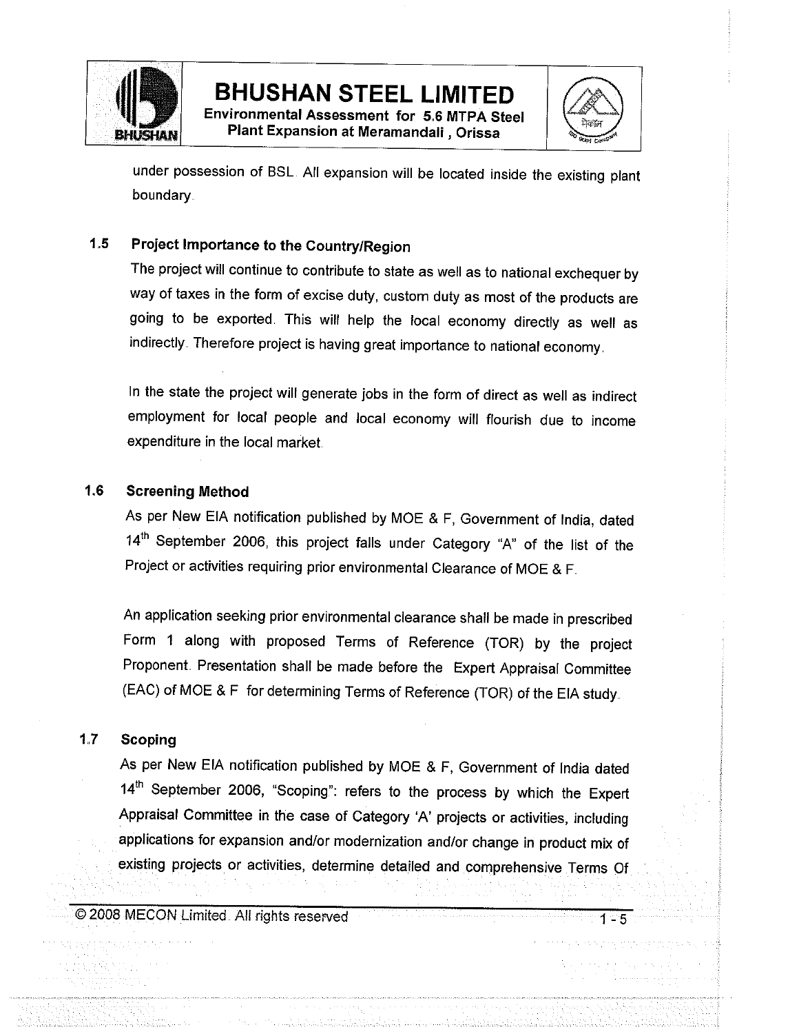under possession of BSL. All expansion will be located inside the existing plant boundary.

## 1.5 Project Importance to the Country/Region

The project will continue to contribute to state as well as to national exchequer by way of taxes in the form of excise duty, custom duty as most of the products are going to be exported. This will help the local economy directly as well as indirectly. Therefore project is having great importance to national economy.

In the state the project will generate jobs in the form of direct as well as indirect employment for local people and local economy will flourish due to income expenditure in the local market.

## 1.6 Screening Method

As per New EIA notification published by MOE & F, Government of India, dated 14th September 2006, this project falls under Category "A" of the list of the Project or activities requiring prior environmental Clearance of MOE & F.

An application seeking prior environmental clearance shall be made in prescribed Form 1 along with proposed Terms of Reference (TOR) by the project Proponent. Presentation shall be made before the Expert Appraisal Committee (EAC) of MOE & F for determining Terms of Reference (TOR) of the EIA study.

## 1.7 Scoping

As per New EIA notification published by MOE & F, Government of India dated 14th September 2006, "Scoping": refers to the process by which the Expert Appraisal Committee in the case of Category 'A' projects or activities, including applications for expansion and/or modernization and/or change in product mix of existing projects or activities, determine detailed and comprehensive Terms Of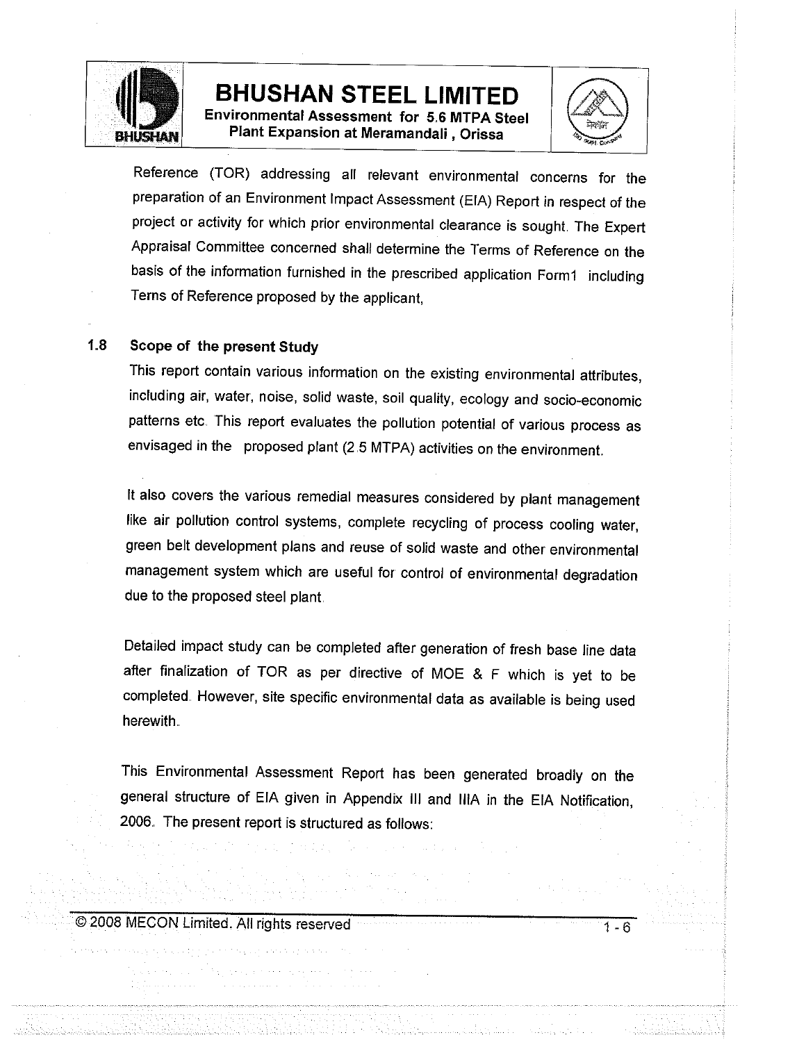Reference (TOR) addressing all relevant environmental concerns for the preparation of an Environment Impact Assessment (EIA) Report in respect of the project or activity for which prior environmental clearance is sought. The Expert Appraisal Committee concerned shall determine the Terms of Reference on the basis of the information furnished in the prescribed application Form1 including Terns of Reference proposed by the applicant,

## 1.8 Scope of the present Study

This report contain various information on the existing environmental attributes, including air, water, noise, solid waste, soil quality, ecology and socio-economic patterns etc. This report evaluates the pollution potential of various process as envisaged in the proposed plant (2.5 MTPA) activities on the environment.

It also covers the various remedial measures considered by plant management like air pollution control systems, complete recycling of process cooling water, green belt development plans and reuse of solid waste and other environmental management system which are useful for control of environmental degradation due to the proposed steel plant.

Detailed impact study can be completed after generation of fresh base line data after finalization of TOR as per directive of MOE & F which is yet to be completed. However, site specific environmental data as available is being used herewith.

This Environmental Assessment Report has been generated broadly on the general structure of EIA given in Appendix III and IIIA in the EIA Notification, 2006. The present report is structured as follows: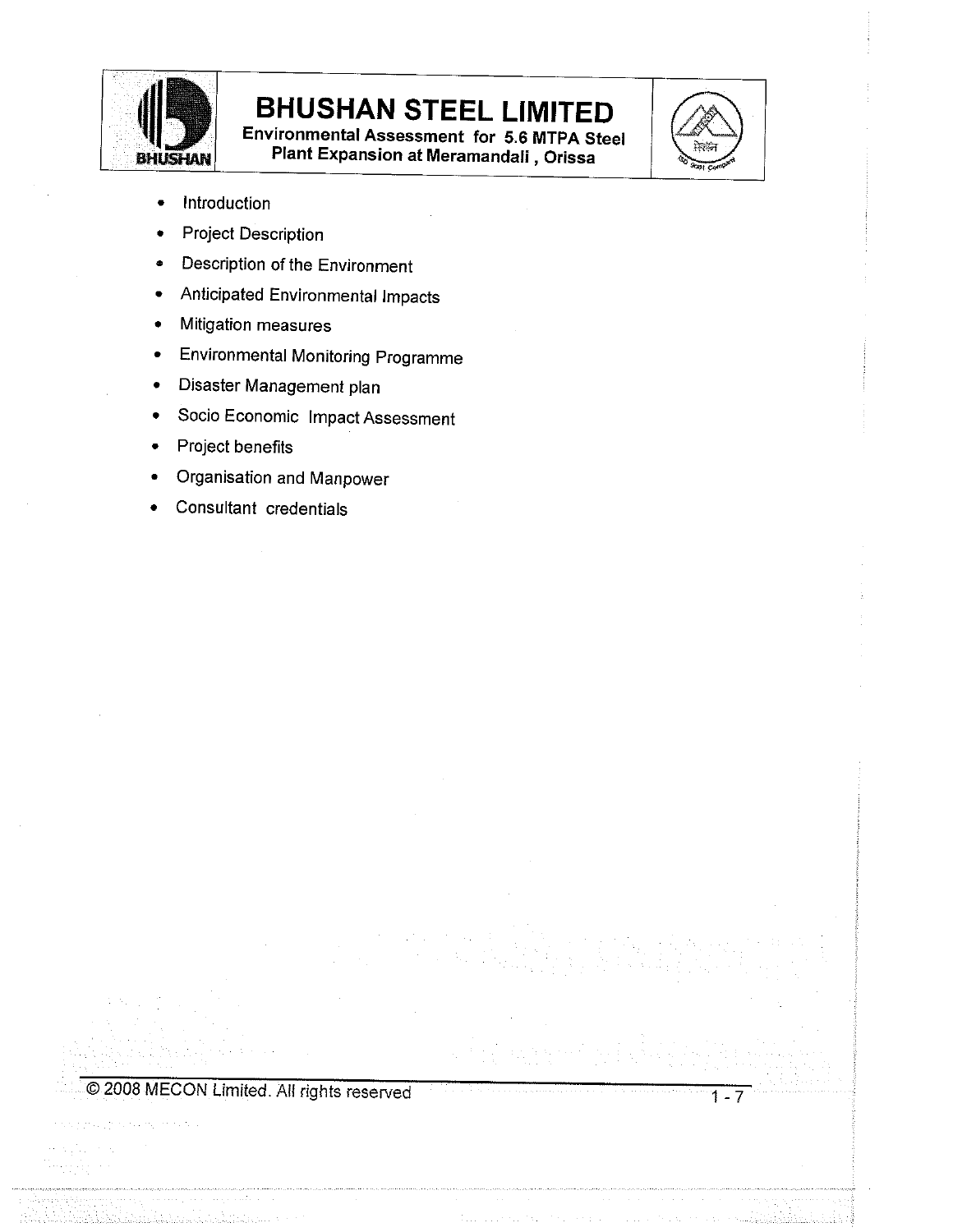- Introduction
- Project Description
- Description of the Environment
- Anticipated Environmental Impacts
- Mitigation measures
- Environmental Monitoring Programme
- Disaster Management plan
- Socio Economic Impact Assessment
- Project benefits
- Organisation and Manpower
- Consultant credentials